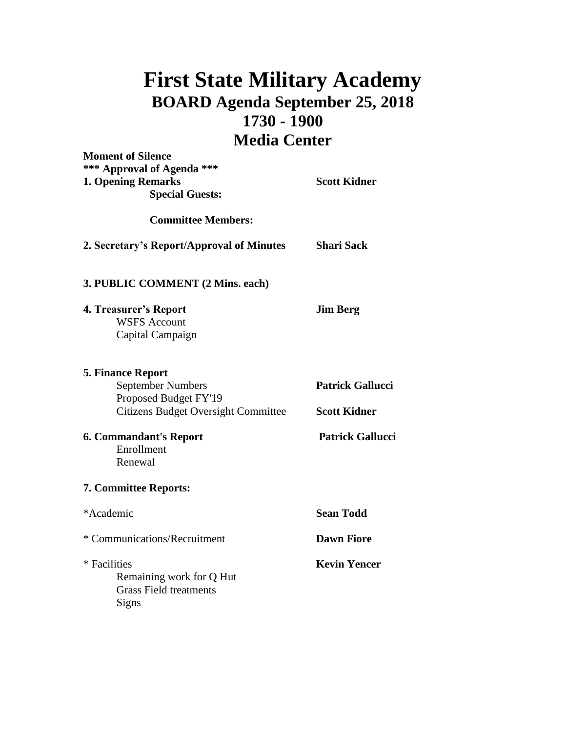# First State Military Academy

## BOARD Agenda September 25, 2018

## 1730 - 1900

## Media Center

**Moment of Silence**

**\*\*\* Approval of Agenda \*\*\***

**1. Opening Remarks** — **Scott Kidner**

- **Special Guests:**
- **Committee Members:**

**2. Secretary's Report/Approval of Minutes** — **Shari Sack**

**3. PUBLIC COMMENT (2 Mins. each)**

**4. Treasurer's Report** — **Jim Berg**

- WSFS Account
- Capital Campaign

**5. Finance Report**

- September Numbers — **Patrick Gallucci**
- Proposed Budget FY'19
- Citizens Budget Oversight Committee — **Scott Kidner**

**6. Commandant's Report** — **Patrick Gallucci**

- Enrollment
- Renewal

**7. Committee Reports:**

*Academic — **Sean Todd**

* Communications/Recruitment — **Dawn Fiore**

* Facilities — **Kevin Yencer**

- Remaining work for Q Hut
- Grass Field treatments
- Signs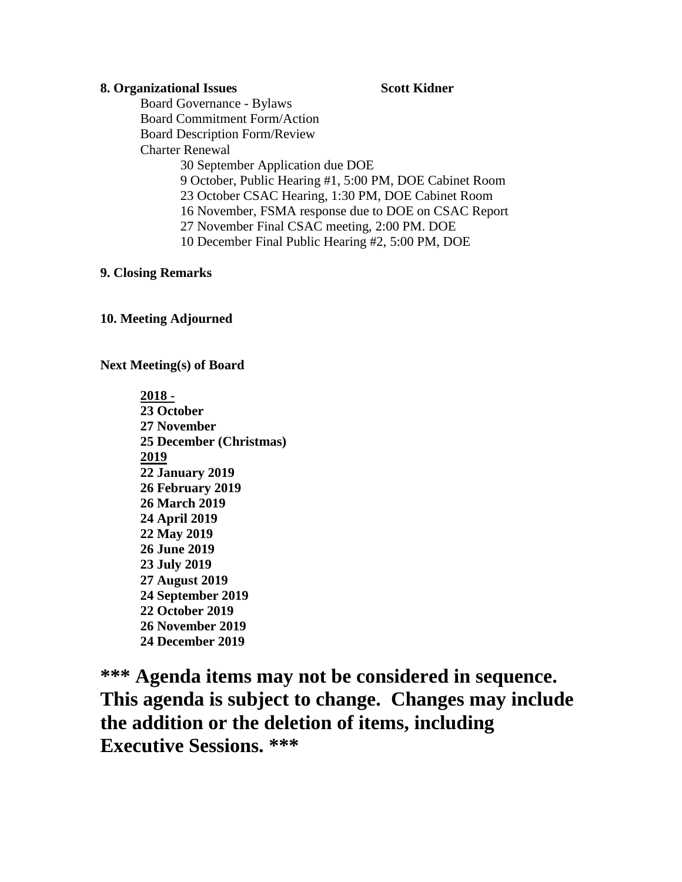**8. Organizational Issues** **Scott Kidner**

Board Governance - Bylaws
Board Commitment Form/Action
Board Description Form/Review
Charter Renewal

30 September Application due DOE
9 October, Public Hearing #1, 5:00 PM, DOE Cabinet Room
23 October CSAC Hearing, 1:30 PM, DOE Cabinet Room
16 November, FSMA response due to DOE on CSAC Report
27 November Final CSAC meeting, 2:00 PM. DOE
10 December Final Public Hearing #2, 5:00 PM, DOE

**9. Closing Remarks**

**10. Meeting Adjourned**

**Next Meeting(s) of Board**

**2018 -**
**23 October**
**27 November**
**25 December (Christmas)**
**2019**
**22 January 2019**
**26 February 2019**
**26 March 2019**
**24 April 2019**
**22 May 2019**
**26 June 2019**
**23 July 2019**
**27 August 2019**
**24 September 2019**
**22 October 2019**
**26 November 2019**
**24 December 2019**

**\*\*\* Agenda items may not be considered in sequence. This agenda is subject to change. Changes may include the addition or the deletion of items, including Executive Sessions. \*\*\***